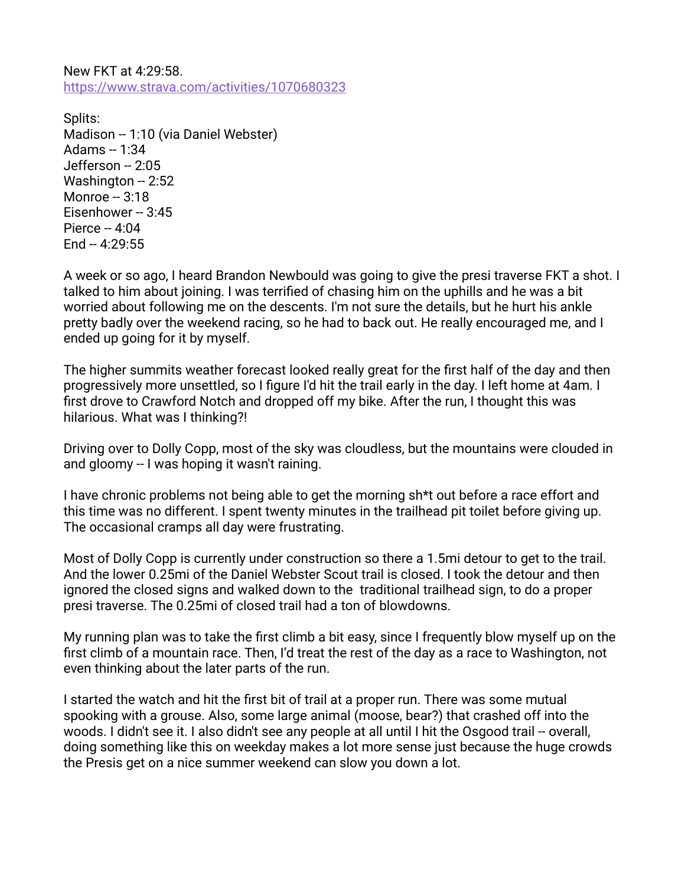New FKT at 4:29:58.
[https://www.strava.com/activities/1070680323](https://www.strava.com/activities/1070680323)

Splits:
Madison -- 1:10 (via Daniel Webster)
Adams -- 1:34
Jefferson -- 2:05
Washington -- 2:52
Monroe -- 3:18
Eisenhower -- 3:45
Pierce -- 4:04
End -- 4:29:55

A week or so ago, I heard Brandon Newbould was going to give the presi traverse FKT a shot. I talked to him about joining. I was terrified of chasing him on the uphills and he was a bit worried about following me on the descents. I'm not sure the details, but he hurt his ankle pretty badly over the weekend racing, so he had to back out. He really encouraged me, and I ended up going for it by myself.

The higher summits weather forecast looked really great for the first half of the day and then progressively more unsettled, so I figure I'd hit the trail early in the day. I left home at 4am. I first drove to Crawford Notch and dropped off my bike. After the run, I thought this was hilarious. What was I thinking?!

Driving over to Dolly Copp, most of the sky was cloudless, but the mountains were clouded in and gloomy -- I was hoping it wasn't raining.

I have chronic problems not being able to get the morning sh*t out before a race effort and this time was no different. I spent twenty minutes in the trailhead pit toilet before giving up. The occasional cramps all day were frustrating.

Most of Dolly Copp is currently under construction so there a 1.5mi detour to get to the trail. And the lower 0.25mi of the Daniel Webster Scout trail is closed. I took the detour and then ignored the closed signs and walked down to the traditional trailhead sign, to do a proper presi traverse. The 0.25mi of closed trail had a ton of blowdowns.

My running plan was to take the first climb a bit easy, since I frequently blow myself up on the first climb of a mountain race. Then, I'd treat the rest of the day as a race to Washington, not even thinking about the later parts of the run.

I started the watch and hit the first bit of trail at a proper run. There was some mutual spooking with a grouse. Also, some large animal (moose, bear?) that crashed off into the woods. I didn't see it. I also didn't see any people at all until I hit the Osgood trail -- overall, doing something like this on weekday makes a lot more sense just because the huge crowds the Presis get on a nice summer weekend can slow you down a lot.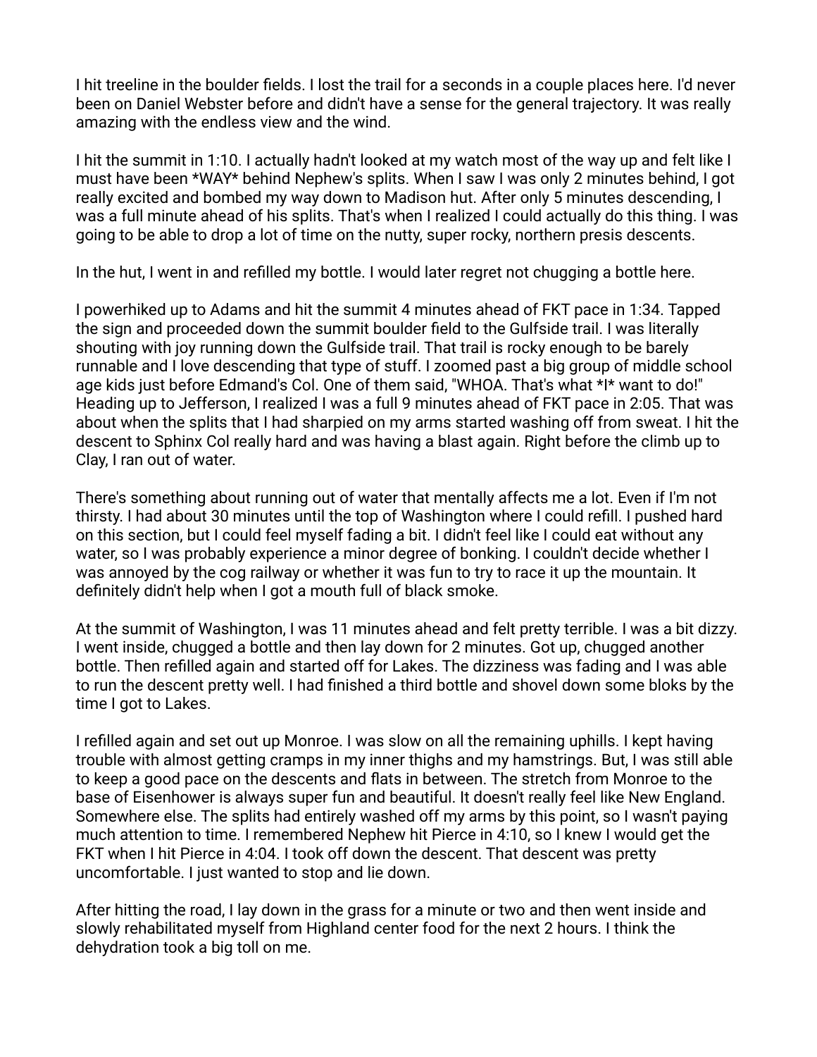I hit treeline in the boulder fields. I lost the trail for a seconds in a couple places here. I'd never been on Daniel Webster before and didn't have a sense for the general trajectory. It was really amazing with the endless view and the wind.

I hit the summit in 1:10. I actually hadn't looked at my watch most of the way up and felt like I must have been *WAY* behind Nephew's splits. When I saw I was only 2 minutes behind, I got really excited and bombed my way down to Madison hut. After only 5 minutes descending, I was a full minute ahead of his splits. That's when I realized I could actually do this thing. I was going to be able to drop a lot of time on the nutty, super rocky, northern presis descents.

In the hut, I went in and refilled my bottle. I would later regret not chugging a bottle here.

I powerhiked up to Adams and hit the summit 4 minutes ahead of FKT pace in 1:34. Tapped the sign and proceeded down the summit boulder field to the Gulfside trail. I was literally shouting with joy running down the Gulfside trail. That trail is rocky enough to be barely runnable and I love descending that type of stuff. I zoomed past a big group of middle school age kids just before Edmand's Col. One of them said, "WHOA. That's what *I* want to do!" Heading up to Jefferson, I realized I was a full 9 minutes ahead of FKT pace in 2:05. That was about when the splits that I had sharpied on my arms started washing off from sweat. I hit the descent to Sphinx Col really hard and was having a blast again. Right before the climb up to Clay, I ran out of water.

There's something about running out of water that mentally affects me a lot. Even if I'm not thirsty. I had about 30 minutes until the top of Washington where I could refill. I pushed hard on this section, but I could feel myself fading a bit. I didn't feel like I could eat without any water, so I was probably experience a minor degree of bonking. I couldn't decide whether I was annoyed by the cog railway or whether it was fun to try to race it up the mountain. It definitely didn't help when I got a mouth full of black smoke.

At the summit of Washington, I was 11 minutes ahead and felt pretty terrible. I was a bit dizzy. I went inside, chugged a bottle and then lay down for 2 minutes. Got up, chugged another bottle. Then refilled again and started off for Lakes. The dizziness was fading and I was able to run the descent pretty well. I had finished a third bottle and shovel down some bloks by the time I got to Lakes.

I refilled again and set out up Monroe. I was slow on all the remaining uphills. I kept having trouble with almost getting cramps in my inner thighs and my hamstrings. But, I was still able to keep a good pace on the descents and flats in between. The stretch from Monroe to the base of Eisenhower is always super fun and beautiful. It doesn't really feel like New England. Somewhere else. The splits had entirely washed off my arms by this point, so I wasn't paying much attention to time. I remembered Nephew hit Pierce in 4:10, so I knew I would get the FKT when I hit Pierce in 4:04. I took off down the descent. That descent was pretty uncomfortable. I just wanted to stop and lie down.

After hitting the road, I lay down in the grass for a minute or two and then went inside and slowly rehabilitated myself from Highland center food for the next 2 hours. I think the dehydration took a big toll on me.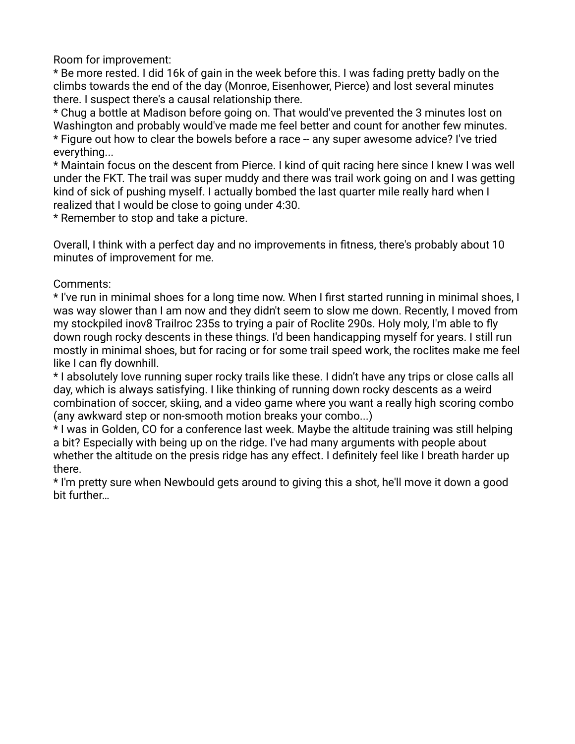Room for improvement:

* Be more rested. I did 16k of gain in the week before this. I was fading pretty badly on the climbs towards the end of the day (Monroe, Eisenhower, Pierce) and lost several minutes there. I suspect there's a causal relationship there.
* Chug a bottle at Madison before going on. That would've prevented the 3 minutes lost on Washington and probably would've made me feel better and count for another few minutes.
* Figure out how to clear the bowels before a race -- any super awesome advice? I've tried everything...
* Maintain focus on the descent from Pierce. I kind of quit racing here since I knew I was well under the FKT. The trail was super muddy and there was trail work going on and I was getting kind of sick of pushing myself. I actually bombed the last quarter mile really hard when I realized that I would be close to going under 4:30.
* Remember to stop and take a picture.

Overall, I think with a perfect day and no improvements in fitness, there's probably about 10 minutes of improvement for me.

Comments:

* I've run in minimal shoes for a long time now. When I first started running in minimal shoes, I was way slower than I am now and they didn't seem to slow me down. Recently, I moved from my stockpiled inov8 Trailroc 235s to trying a pair of Roclite 290s. Holy moly, I'm able to fly down rough rocky descents in these things. I'd been handicapping myself for years. I still run mostly in minimal shoes, but for racing or for some trail speed work, the roclites make me feel like I can fly downhill.
* I absolutely love running super rocky trails like these. I didn't have any trips or close calls all day, which is always satisfying. I like thinking of running down rocky descents as a weird combination of soccer, skiing, and a video game where you want a really high scoring combo (any awkward step or non-smooth motion breaks your combo...)
* I was in Golden, CO for a conference last week. Maybe the altitude training was still helping a bit? Especially with being up on the ridge. I've had many arguments with people about whether the altitude on the presis ridge has any effect. I definitely feel like I breath harder up there.
* I'm pretty sure when Newbould gets around to giving this a shot, he'll move it down a good bit further…